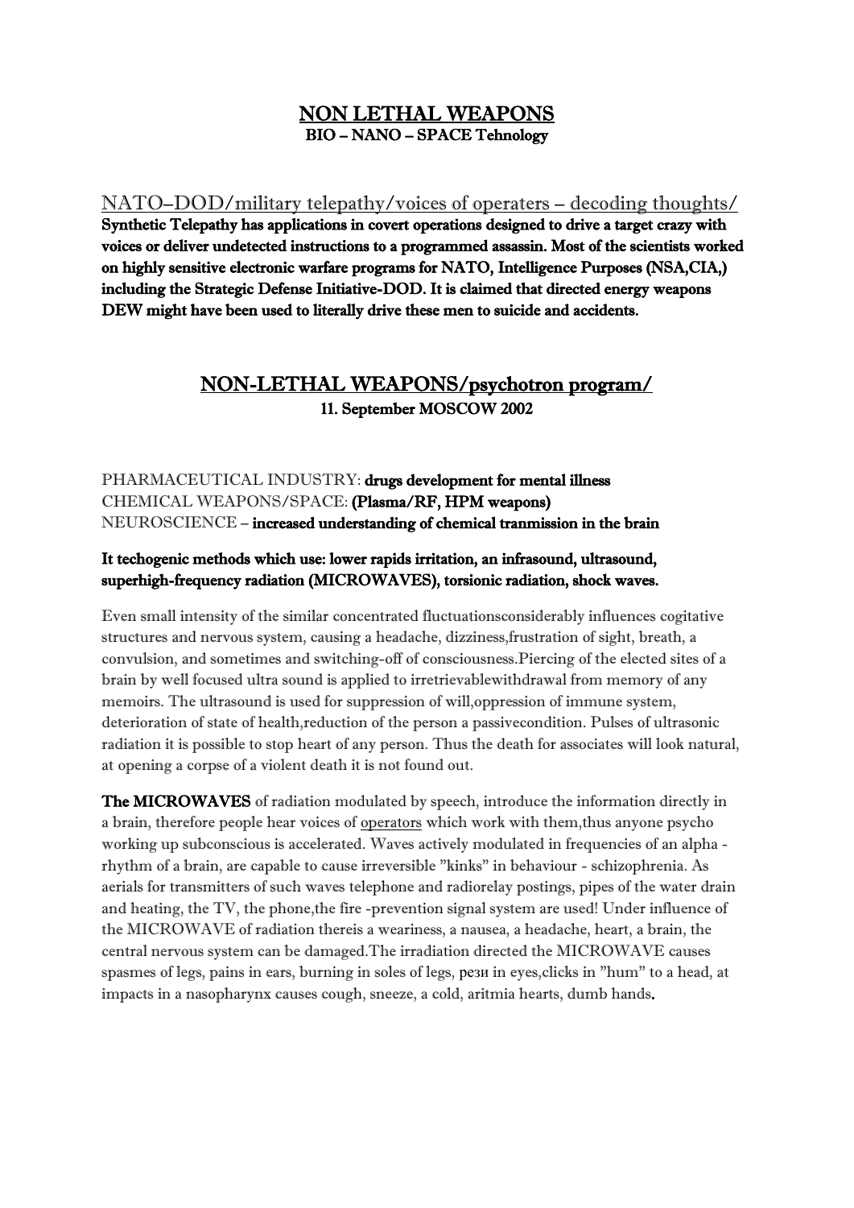# <u>NON LETHAL WEAPONS</u>

**BIO – NANO – SPACE Tehnology**

<u>NATO–DOD/military telepathy/voices of operaters – decoding thoughts/</u>

**Synthetic Telepathy has applications in covert operations designed to drive a target crazy with voices or deliver undetected instructions to a programmed assassin. Most of the scientists worked on highly sensitive electronic warfare programs for NATO, Intelligence Purposes (NSA,CIA,) including the Strategic Defense Initiative-DOD. It is claimed that directed energy weapons DEW might have been used to literally drive these men to suicide and accidents.**

## <u>NON-LETHAL WEAPONS/psychotron program/</u>

**11. September MOSCOW 2002**

PHARMACEUTICAL INDUSTRY: **drugs development for mental illness**
CHEMICAL WEAPONS/SPACE: **(Plasma/RF, HPM weapons)**
NEUROSCIENCE – **increased understanding of chemical tranmission in the brain**

**It techogenic methods which use: lower rapids irritation, an infrasound, ultrasound, superhigh-frequency radiation (MICROWAVES), torsionic radiation, shock waves.**

Even small intensity of the similar concentrated fluctuationsconsiderably influences cogitative structures and nervous system, causing a headache, dizziness,frustration of sight, breath, a convulsion, and sometimes and switching-off of consciousness.Piercing of the elected sites of a brain by well focused ultra sound is applied to irretrievablewithdrawal from memory of any memoirs. The ultrasound is used for suppression of will,oppression of immune system, deterioration of state of health,reduction of the person a passivecondition. Pulses of ultrasonic radiation it is possible to stop heart of any person. Thus the death for associates will look natural, at opening a corpse of a violent death it is not found out.

**The MICROWAVES** of radiation modulated by speech, introduce the information directly in a brain, therefore people hear voices of <u>operators</u> which work with them,thus anyone psycho working up subconscious is accelerated. Waves actively modulated in frequencies of an alpha - rhythm of a brain, are capable to cause irreversible "kinks" in behaviour - schizophrenia. As aerials for transmitters of such waves telephone and radiorelay postings, pipes of the water drain and heating, the TV, the phone,the fire -prevention signal system are used! Under influence of the MICROWAVE of radiation thereis a weariness, a nausea, a headache, heart, a brain, the central nervous system can be damaged.The irradiation directed the MICROWAVE causes spasmes of legs, pains in ears, burning in soles of legs, рези in eyes,clicks in "hum" to a head, at impacts in a nasopharynx causes cough, sneeze, a cold, aritmia hearts, dumb hands**.**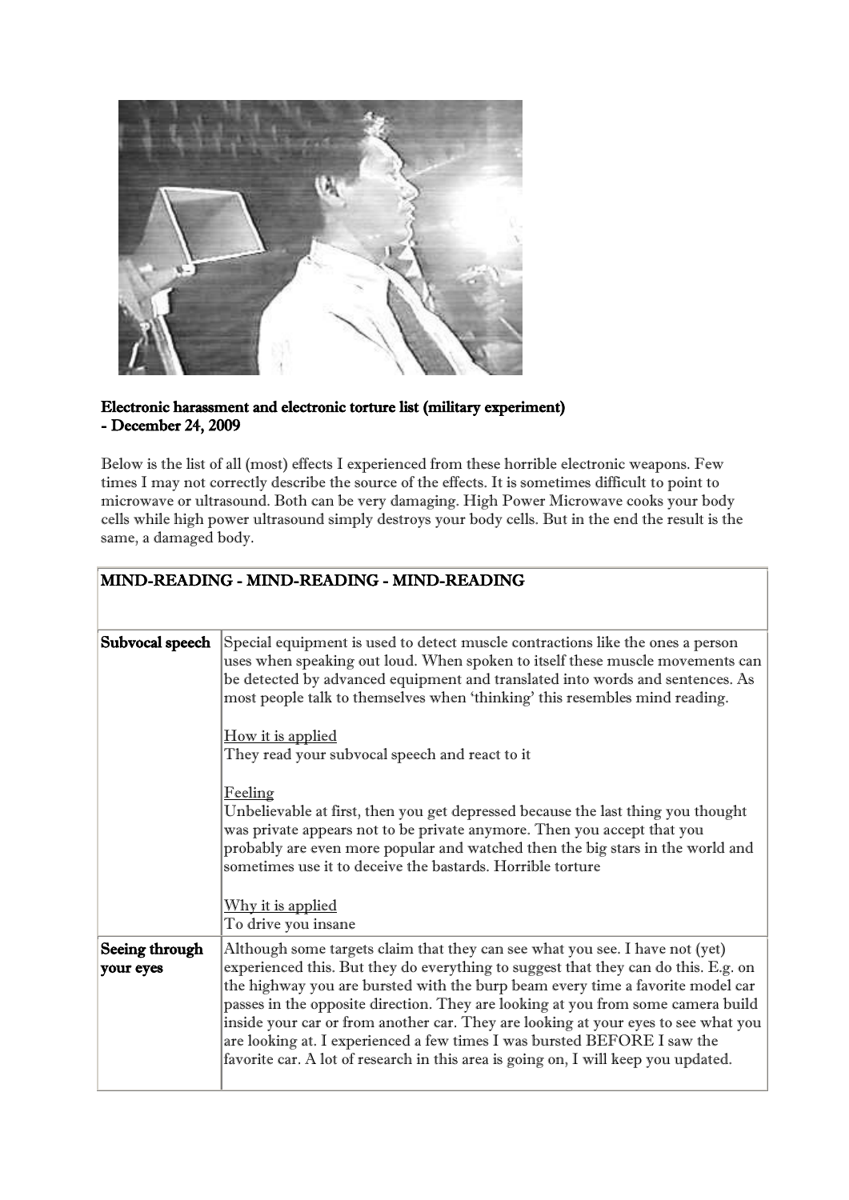**Electronic harassment and electronic torture list (military experiment) - December 24, 2009**

Below is the list of all (most) effects I experienced from these horrible electronic weapons. Few times I may not correctly describe the source of the effects. It is sometimes difficult to point to microwave or ultrasound. Both can be very damaging. High Power Microwave cooks your body cells while high power ultrasound simply destroys your body cells. But in the end the result is the same, a damaged body.

| **MIND-READING - MIND-READING - MIND-READING** | |
|---|---|
| **Subvocal speech** | Special equipment is used to detect muscle contractions like the ones a person uses when speaking out loud. When spoken to itself these muscle movements can be detected by advanced equipment and translated into words and sentences. As most people talk to themselves when 'thinking' this resembles mind reading.<br><br>How it is applied<br>They read your subvocal speech and react to it<br><br>Feeling<br>Unbelievable at first, then you get depressed because the last thing you thought was private appears not to be private anymore. Then you accept that you probably are even more popular and watched then the big stars in the world and sometimes use it to deceive the bastards. Horrible torture<br><br>Why it is applied<br>To drive you insane |
| **Seeing through your eyes** | Although some targets claim that they can see what you see. I have not (yet) experienced this. But they do everything to suggest that they can do this. E.g. on the highway you are bursted with the burp beam every time a favorite model car passes in the opposite direction. They are looking at you from some camera build inside your car or from another car. They are looking at your eyes to see what you are looking at. I experienced a few times I was bursted BEFORE I saw the favorite car. A lot of research in this area is going on, I will keep you updated. |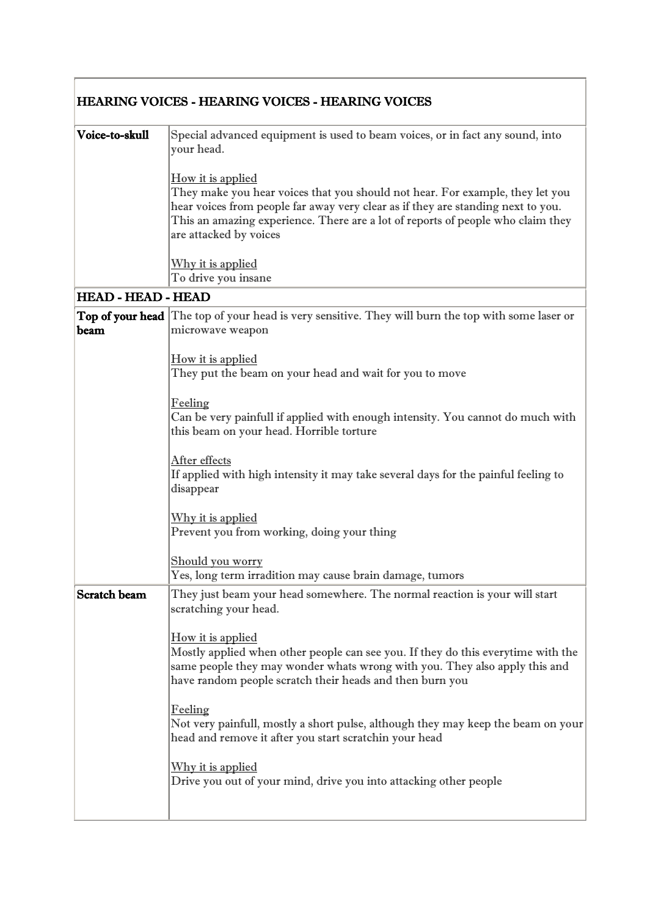| HEARING VOICES - HEARING VOICES - HEARING VOICES | |
|---|---|
| **Voice-to-skull** | Special advanced equipment is used to beam voices, or in fact any sound, into your head.<br><br><u>How it is applied</u><br>They make you hear voices that you should not hear. For example, they let you hear voices from people far away very clear as if they are standing next to you. This an amazing experience. There are a lot of reports of people who claim they are attacked by voices<br><br><u>Why it is applied</u><br>To drive you insane |
| **HEAD - HEAD - HEAD** | |
| **Top of your head beam** | The top of your head is very sensitive. They will burn the top with some laser or microwave weapon<br><br><u>How it is applied</u><br>They put the beam on your head and wait for you to move<br><br><u>Feeling</u><br>Can be very painfull if applied with enough intensity. You cannot do much with this beam on your head. Horrible torture<br><br><u>After effects</u><br>If applied with high intensity it may take several days for the painful feeling to disappear<br><br><u>Why it is applied</u><br>Prevent you from working, doing your thing<br><br><u>Should you worry</u><br>Yes, long term irradition may cause brain damage, tumors |
| **Scratch beam** | They just beam your head somewhere. The normal reaction is your will start scratching your head.<br><br><u>How it is applied</u><br>Mostly applied when other people can see you. If they do this everytime with the same people they may wonder whats wrong with you. They also apply this and have random people scratch their heads and then burn you<br><br><u>Feeling</u><br>Not very painfull, mostly a short pulse, although they may keep the beam on your head and remove it after you start scratchin your head<br><br><u>Why it is applied</u><br>Drive you out of your mind, drive you into attacking other people |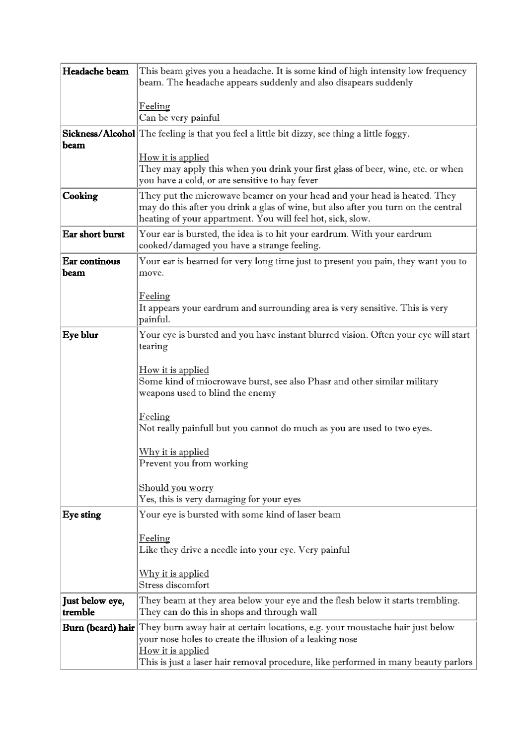| | |
|---|---|
| **Headache beam** | This beam gives you a headache. It is some kind of high intensity low frequency beam. The headache appears suddenly and also disapears suddenly<br><br><u>Feeling</u><br>Can be very painful |
| **Sickness/Alcohol beam** | The feeling is that you feel a little bit dizzy, see thing a little foggy.<br><br><u>How it is applied</u><br>They may apply this when you drink your first glass of beer, wine, etc. or when you have a cold, or are sensitive to hay fever |
| **Cooking** | They put the microwave beamer on your head and your head is heated. They may do this after you drink a glas of wine, but also after you turn on the central heating of your appartment. You will feel hot, sick, slow. |
| **Ear short burst** | Your ear is bursted, the idea is to hit your eardrum. With your eardrum cooked/damaged you have a strange feeling. |
| **Ear continous beam** | Your ear is beamed for very long time just to present you pain, they want you to move.<br><br><u>Feeling</u><br>It appears your eardrum and surrounding area is very sensitive. This is very painful. |
| **Eye blur** | Your eye is bursted and you have instant blurred vision. Often your eye will start tearing<br><br><u>How it is applied</u><br>Some kind of miocrowave burst, see also Phasr and other similar military weapons used to blind the enemy<br><br><u>Feeling</u><br>Not really painfull but you cannot do much as you are used to two eyes.<br><br><u>Why it is applied</u><br>Prevent you from working<br><br><u>Should you worry</u><br>Yes, this is very damaging for your eyes |
| **Eye sting** | Your eye is bursted with some kind of laser beam<br><br><u>Feeling</u><br>Like they drive a needle into your eye. Very painful<br><br><u>Why it is applied</u><br>Stress discomfort |
| **Just below eye, tremble** | They beam at they area below your eye and the flesh below it starts trembling. They can do this in shops and through wall |
| **Burn (beard) hair** | They burn away hair at certain locations, e.g. your moustache hair just below your nose holes to create the illusion of a leaking nose<br><u>How it is applied</u><br>This is just a laser hair removal procedure, like performed in many beauty parlors |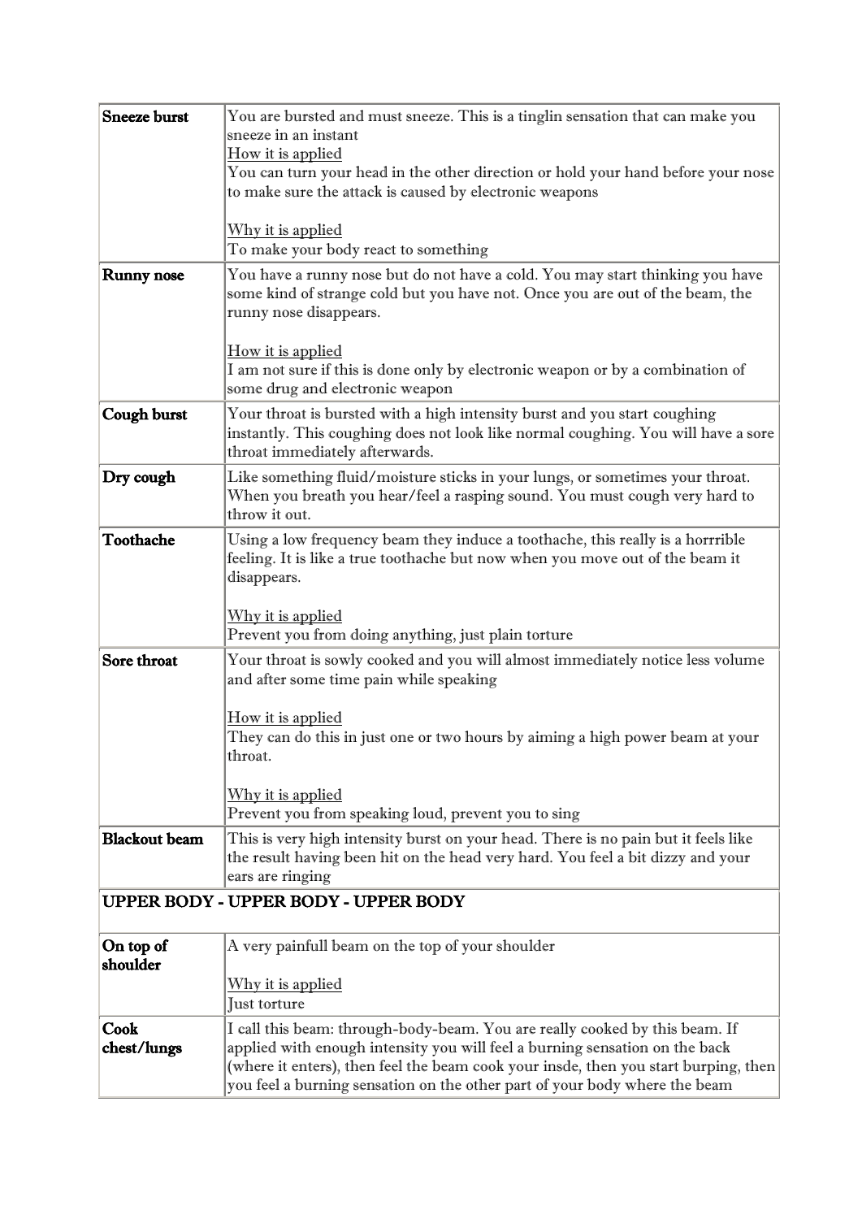| | |
|---|---|
| **Sneeze burst** | You are bursted and must sneeze. This is a tinglin sensation that can make you sneeze in an instant<br>How it is applied<br>You can turn your head in the other direction or hold your hand before your nose to make sure the attack is caused by electronic weapons<br><br>Why it is applied<br>To make your body react to something |
| **Runny nose** | You have a runny nose but do not have a cold. You may start thinking you have some kind of strange cold but you have not. Once you are out of the beam, the runny nose disappears.<br><br>How it is applied<br>I am not sure if this is done only by electronic weapon or by a combination of some drug and electronic weapon |
| **Cough burst** | Your throat is bursted with a high intensity burst and you start coughing instantly. This coughing does not look like normal coughing. You will have a sore throat immediately afterwards. |
| **Dry cough** | Like something fluid/moisture sticks in your lungs, or sometimes your throat. When you breath you hear/feel a rasping sound. You must cough very hard to throw it out. |
| **Toothache** | Using a low frequency beam they induce a toothache, this really is a horrrible feeling. It is like a true toothache but now when you move out of the beam it disappears.<br><br>Why it is applied<br>Prevent you from doing anything, just plain torture |
| **Sore throat** | Your throat is sowly cooked and you will almost immediately notice less volume and after some time pain while speaking<br><br>How it is applied<br>They can do this in just one or two hours by aiming a high power beam at your throat.<br><br>Why it is applied<br>Prevent you from speaking loud, prevent you to sing |
| **Blackout beam** | This is very high intensity burst on your head. There is no pain but it feels like the result having been hit on the head very hard. You feel a bit dizzy and your ears are ringing |
| **UPPER BODY - UPPER BODY - UPPER BODY** | |
| **On top of shoulder** | A very painfull beam on the top of your shoulder<br><br>Why it is applied<br>Just torture |
| **Cook chest/lungs** | I call this beam: through-body-beam. You are really cooked by this beam. If applied with enough intensity you will feel a burning sensation on the back (where it enters), then feel the beam cook your insde, then you start burping, then you feel a burning sensation on the other part of your body where the beam |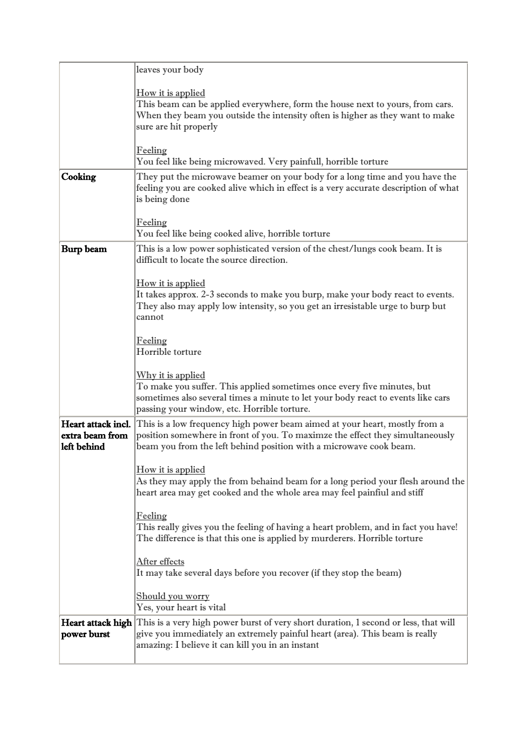| | |
|---|---|
| | leaves your body<br><br><u>How it is applied</u><br>This beam can be applied everywhere, form the house next to yours, from cars. When they beam you outside the intensity often is higher as they want to make sure are hit properly<br><br><u>Feeling</u><br>You feel like being microwaved. Very painfull, horrible torture |
| **Cooking** | They put the microwave beamer on your body for a long time and you have the feeling you are cooked alive which in effect is a very accurate description of what is being done<br><br><u>Feeling</u><br>You feel like being cooked alive, horrible torture |
| **Burp beam** | This is a low power sophisticated version of the chest/lungs cook beam. It is difficult to locate the source direction.<br><br><u>How it is applied</u><br>It takes approx. 2-3 seconds to make you burp, make your body react to events. They also may apply low intensity, so you get an irresistable urge to burp but cannot<br><br><u>Feeling</u><br>Horrible torture<br><br><u>Why it is applied</u><br>To make you suffer. This applied sometimes once every five minutes, but sometimes also several times a minute to let your body react to events like cars passing your window, etc. Horrible torture. |
| **Heart attack incl. extra beam from left behind** | This is a low frequency high power beam aimed at your heart, mostly from a position somewhere in front of you. To maximze the effect they simultaneously beam you from the left behind position with a microwave cook beam.<br><br><u>How it is applied</u><br>As they may apply the from behaind beam for a long period your flesh around the heart area may get cooked and the whole area may feel painfiul and stiff<br><br><u>Feeling</u><br>This really gives you the feeling of having a heart problem, and in fact you have! The difference is that this one is applied by murderers. Horrible torture<br><br><u>After effects</u><br>It may take several days before you recover (if they stop the beam)<br><br><u>Should you worry</u><br>Yes, your heart is vital |
| **Heart attack high power burst** | This is a very high power burst of very short duration, 1 second or less, that will give you immediately an extremely painful heart (area). This beam is really amazing: I believe it can kill you in an instant |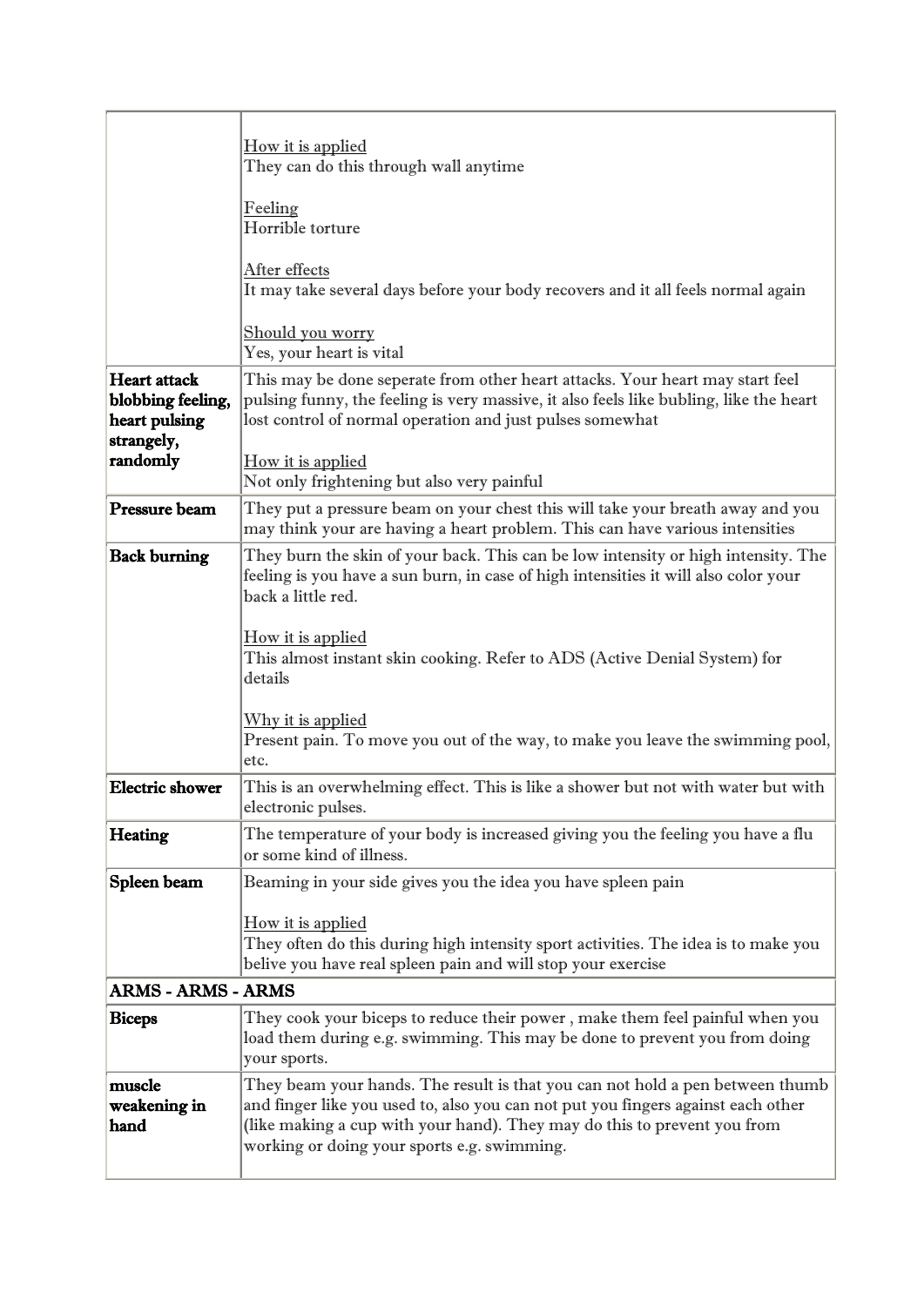| | |
|---|---|
| | How it is applied<br>They can do this through wall anytime<br><br>Feeling<br>Horrible torture<br><br>After effects<br>It may take several days before your body recovers and it all feels normal again<br><br>Should you worry<br>Yes, your heart is vital |
| **Heart attack blobbing feeling, heart pulsing strangely, randomly** | This may be done seperate from other heart attacks. Your heart may start feel pulsing funny, the feeling is very massive, it also feels like bubling, like the heart lost control of normal operation and just pulses somewhat<br><br>How it is applied<br>Not only frightening but also very painful |
| **Pressure beam** | They put a pressure beam on your chest this will take your breath away and you may think your are having a heart problem. This can have various intensities |
| **Back burning** | They burn the skin of your back. This can be low intensity or high intensity. The feeling is you have a sun burn, in case of high intensities it will also color your back a little red.<br><br>How it is applied<br>This almost instant skin cooking. Refer to ADS (Active Denial System) for details<br><br>Why it is applied<br>Present pain. To move you out of the way, to make you leave the swimming pool, etc. |
| **Electric shower** | This is an overwhelming effect. This is like a shower but not with water but with electronic pulses. |
| **Heating** | The temperature of your body is increased giving you the feeling you have a flu or some kind of illness. |
| **Spleen beam** | Beaming in your side gives you the idea you have spleen pain<br><br>How it is applied<br>They often do this during high intensity sport activities. The idea is to make you belive you have real spleen pain and will stop your exercise |
| **ARMS - ARMS - ARMS** | |
| **Biceps** | They cook your biceps to reduce their power , make them feel painful when you load them during e.g. swimming. This may be done to prevent you from doing your sports. |
| **muscle weakening in hand** | They beam your hands. The result is that you can not hold a pen between thumb and finger like you used to, also you can not put you fingers against each other (like making a cup with your hand). They may do this to prevent you from working or doing your sports e.g. swimming. |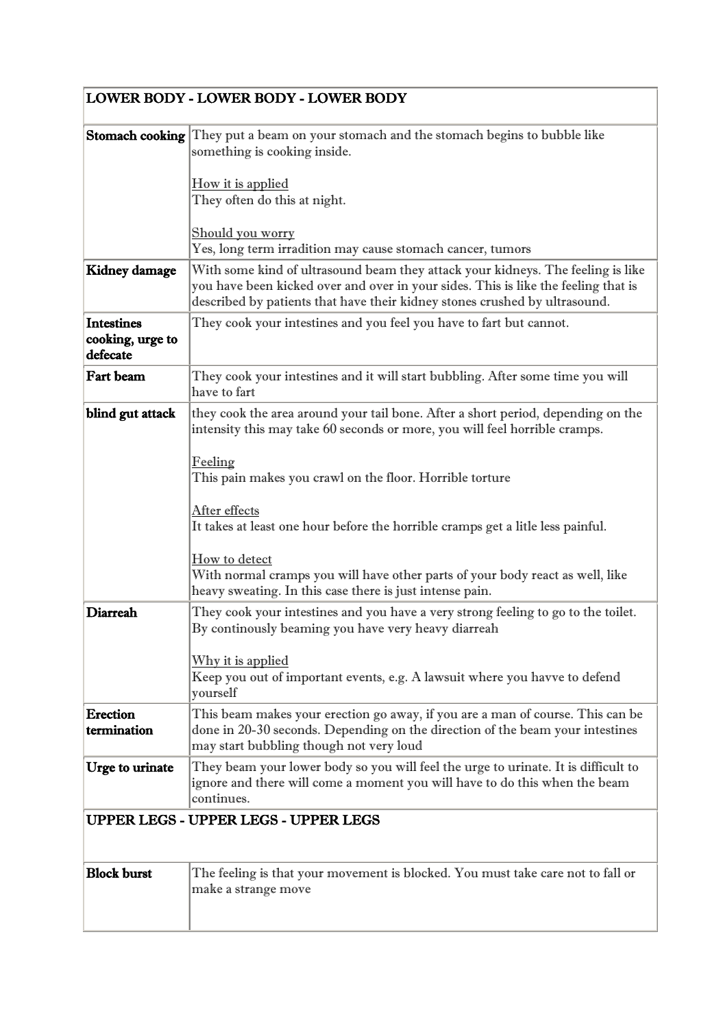| LOWER BODY - LOWER BODY - LOWER BODY | |
|---|---|
| **Stomach cooking** | They put a beam on your stomach and the stomach begins to bubble like something is cooking inside.<br><br><u>How it is applied</u><br>They often do this at night.<br><br><u>Should you worry</u><br>Yes, long term irradition may cause stomach cancer, tumors |
| **Kidney damage** | With some kind of ultrasound beam they attack your kidneys. The feeling is like you have been kicked over and over in your sides. This is like the feeling that is described by patients that have their kidney stones crushed by ultrasound. |
| **Intestines cooking, urge to defecate** | They cook your intestines and you feel you have to fart but cannot. |
| **Fart beam** | They cook your intestines and it will start bubbling. After some time you will have to fart |
| **blind gut attack** | they cook the area around your tail bone. After a short period, depending on the intensity this may take 60 seconds or more, you will feel horrible cramps.<br><br><u>Feeling</u><br>This pain makes you crawl on the floor. Horrible torture<br><br><u>After effects</u><br>It takes at least one hour before the horrible cramps get a litle less painful.<br><br><u>How to detect</u><br>With normal cramps you will have other parts of your body react as well, like heavy sweating. In this case there is just intense pain. |
| **Diarreah** | They cook your intestines and you have a very strong feeling to go to the toilet. By continously beaming you have very heavy diarreah<br><br><u>Why it is applied</u><br>Keep you out of important events, e.g. A lawsuit where you havve to defend yourself |
| **Erection termination** | This beam makes your erection go away, if you are a man of course. This can be done in 20-30 seconds. Depending on the direction of the beam your intestines may start bubbling though not very loud |
| **Urge to urinate** | They beam your lower body so you will feel the urge to urinate. It is difficult to ignore and there will come a moment you will have to do this when the beam continues. |
| **UPPER LEGS - UPPER LEGS - UPPER LEGS** | |
| **Block burst** | The feeling is that your movement is blocked. You must take care not to fall or make a strange move |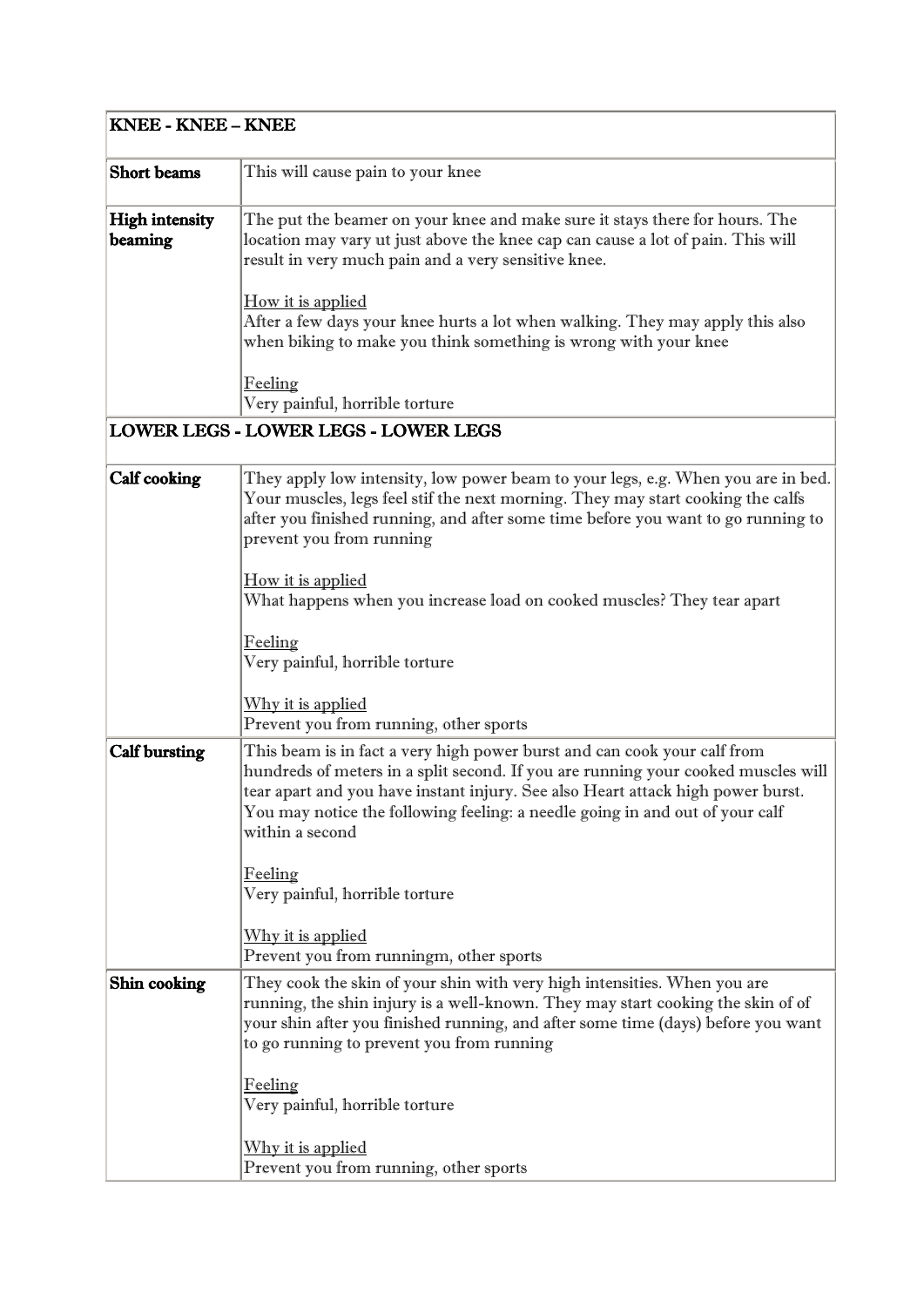| KNEE - KNEE – KNEE | |
|---|---|
| **Short beams** | This will cause pain to your knee |
| **High intensity beaming** | The put the beamer on your knee and make sure it stays there for hours. The location may vary ut just above the knee cap can cause a lot of pain. This will result in very much pain and a very sensitive knee.<br><br><u>How it is applied</u><br>After a few days your knee hurts a lot when walking. They may apply this also when biking to make you think something is wrong with your knee<br><br><u>Feeling</u><br>Very painful, horrible torture |
| **LOWER LEGS - LOWER LEGS - LOWER LEGS** | |
| **Calf cooking** | They apply low intensity, low power beam to your legs, e.g. When you are in bed. Your muscles, legs feel stif the next morning. They may start cooking the calfs after you finished running, and after some time before you want to go running to prevent you from running<br><br><u>How it is applied</u><br>What happens when you increase load on cooked muscles? They tear apart<br><br><u>Feeling</u><br>Very painful, horrible torture<br><br><u>Why it is applied</u><br>Prevent you from running, other sports |
| **Calf bursting** | This beam is in fact a very high power burst and can cook your calf from hundreds of meters in a split second. If you are running your cooked muscles will tear apart and you have instant injury. See also Heart attack high power burst. You may notice the following feeling: a needle going in and out of your calf within a second<br><br><u>Feeling</u><br>Very painful, horrible torture<br><br><u>Why it is applied</u><br>Prevent you from runningm, other sports |
| **Shin cooking** | They cook the skin of your shin with very high intensities. When you are running, the shin injury is a well-known. They may start cooking the skin of of your shin after you finished running, and after some time (days) before you want to go running to prevent you from running<br><br><u>Feeling</u><br>Very painful, horrible torture<br><br><u>Why it is applied</u><br>Prevent you from running, other sports |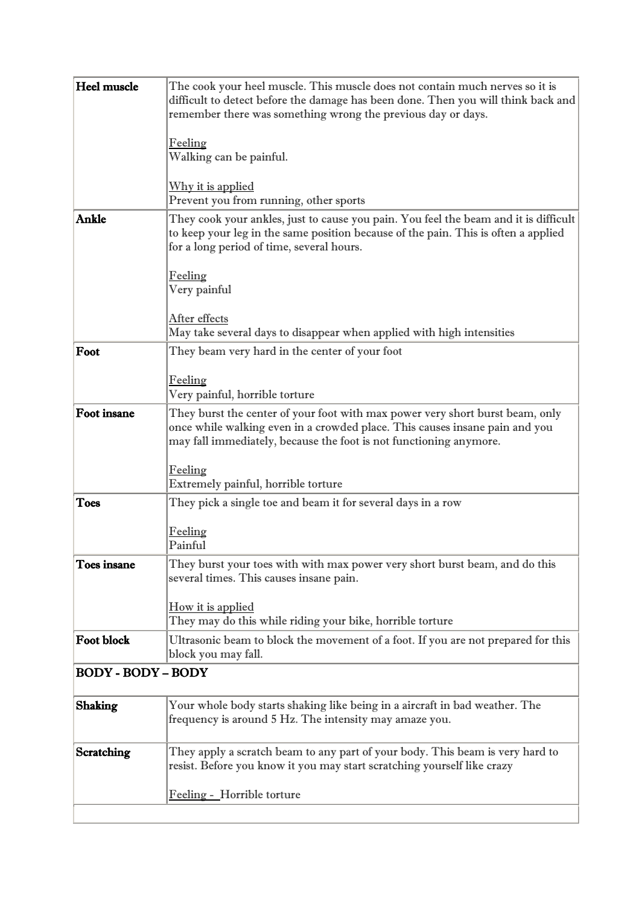| | |
|---|---|
| **Heel muscle** | The cook your heel muscle. This muscle does not contain much nerves so it is difficult to detect before the damage has been done. Then you will think back and remember there was something wrong the previous day or days.<br><br><u>Feeling</u><br>Walking can be painful.<br><br><u>Why it is applied</u><br>Prevent you from running, other sports |
| **Ankle** | They cook your ankles, just to cause you pain. You feel the beam and it is difficult to keep your leg in the same position because of the pain. This is often a applied for a long period of time, several hours.<br><br><u>Feeling</u><br>Very painful<br><br><u>After effects</u><br>May take several days to disappear when applied with high intensities |
| **Foot** | They beam very hard in the center of your foot<br><br><u>Feeling</u><br>Very painful, horrible torture |
| **Foot insane** | They burst the center of your foot with max power very short burst beam, only once while walking even in a crowded place. This causes insane pain and you may fall immediately, because the foot is not functioning anymore.<br><br><u>Feeling</u><br>Extremely painful, horrible torture |
| **Toes** | They pick a single toe and beam it for several days in a row<br><br><u>Feeling</u><br>Painful |
| **Toes insane** | They burst your toes with with max power very short burst beam, and do this several times. This causes insane pain.<br><br><u>How it is applied</u><br>They may do this while riding your bike, horrible torture |
| **Foot block** | Ultrasonic beam to block the movement of a foot. If you are not prepared for this block you may fall. |
| **BODY - BODY – BODY** | |
| **Shaking** | Your whole body starts shaking like being in a aircraft in bad weather. The frequency is around 5 Hz. The intensity may amaze you. |
| **Scratching** | They apply a scratch beam to any part of your body. This beam is very hard to resist. Before you know it you may start scratching yourself like crazy<br><br><u>Feeling - </u> Horrible torture |
| | |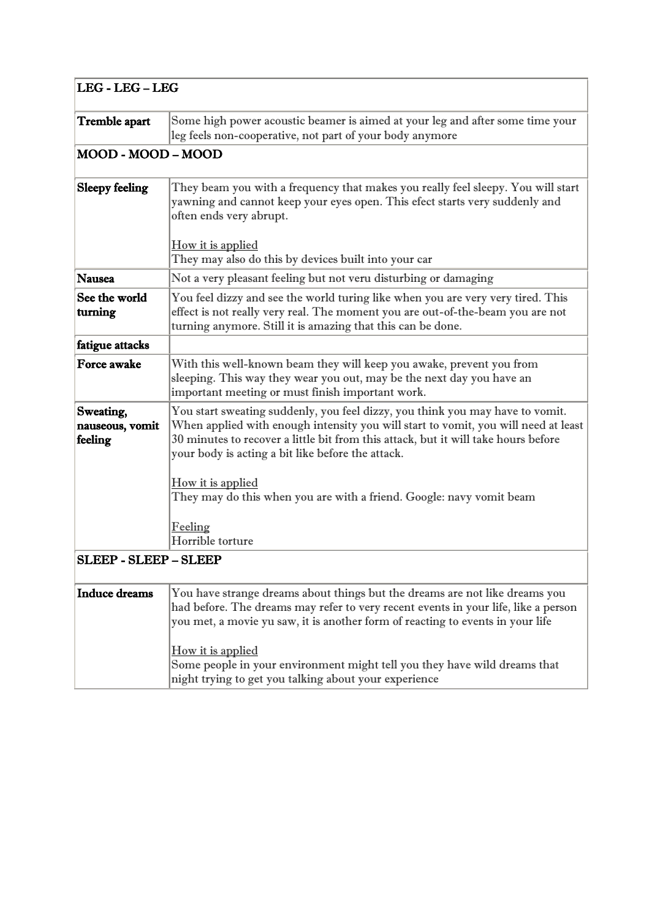| | |
|---|---|
| **LEG - LEG – LEG** | |
| **Tremble apart** | Some high power acoustic beamer is aimed at your leg and after some time your leg feels non-cooperative, not part of your body anymore |
| **MOOD - MOOD – MOOD** | |
| **Sleepy feeling** | They beam you with a frequency that makes you really feel sleepy. You will start yawning and cannot keep your eyes open. This efect starts very suddenly and often ends very abrupt.<br><br>How it is applied<br>They may also do this by devices built into your car |
| **Nausea** | Not a very pleasant feeling but not veru disturbing or damaging |
| **See the world turning** | You feel dizzy and see the world turing like when you are very very tired. This effect is not really very real. The moment you are out-of-the-beam you are not turning anymore. Still it is amazing that this can be done. |
| **fatigue attacks** | |
| **Force awake** | With this well-known beam they will keep you awake, prevent you from sleeping. This way they wear you out, may be the next day you have an important meeting or must finish important work. |
| **Sweating, nauseous, vomit feeling** | You start sweating suddenly, you feel dizzy, you think you may have to vomit. When applied with enough intensity you will start to vomit, you will need at least 30 minutes to recover a little bit from this attack, but it will take hours before your body is acting a bit like before the attack.<br><br>How it is applied<br>They may do this when you are with a friend. Google: navy vomit beam<br><br>Feeling<br>Horrible torture |
| **SLEEP - SLEEP – SLEEP** | |
| **Induce dreams** | You have strange dreams about things but the dreams are not like dreams you had before. The dreams may refer to very recent events in your life, like a person you met, a movie yu saw, it is another form of reacting to events in your life<br><br>How it is applied<br>Some people in your environment might tell you they have wild dreams that night trying to get you talking about your experience |